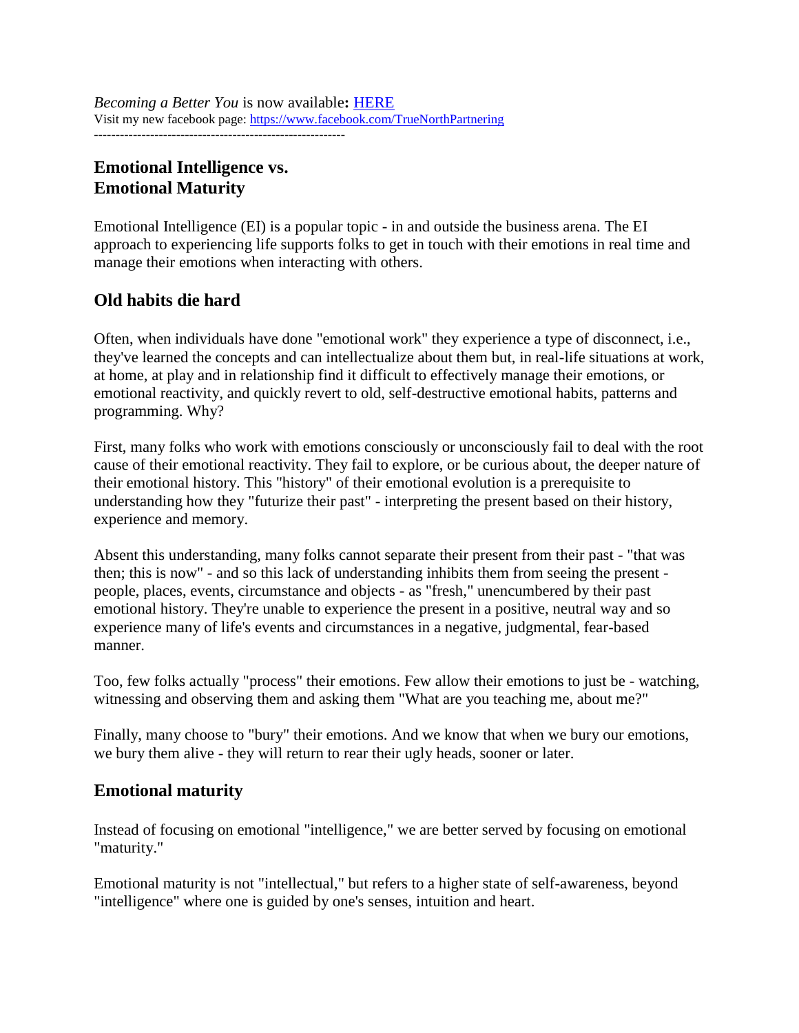*Becoming a Better You* is now available**:** [HERE](#)
Visit my new facebook page: [https://www.facebook.com/TrueNorthPartnering](https://www.facebook.com/TrueNorthPartnering)
----------------------------------------------------------

## Emotional Intelligence vs. Emotional Maturity

Emotional Intelligence (EI) is a popular topic - in and outside the business arena. The EI approach to experiencing life supports folks to get in touch with their emotions in real time and manage their emotions when interacting with others.

## Old habits die hard

Often, when individuals have done "emotional work" they experience a type of disconnect, i.e., they've learned the concepts and can intellectualize about them but, in real-life situations at work, at home, at play and in relationship find it difficult to effectively manage their emotions, or emotional reactivity, and quickly revert to old, self-destructive emotional habits, patterns and programming. Why?

First, many folks who work with emotions consciously or unconsciously fail to deal with the root cause of their emotional reactivity. They fail to explore, or be curious about, the deeper nature of their emotional history. This "history" of their emotional evolution is a prerequisite to understanding how they "futurize their past" - interpreting the present based on their history, experience and memory.

Absent this understanding, many folks cannot separate their present from their past - "that was then; this is now" - and so this lack of understanding inhibits them from seeing the present - people, places, events, circumstance and objects - as "fresh," unencumbered by their past emotional history. They're unable to experience the present in a positive, neutral way and so experience many of life's events and circumstances in a negative, judgmental, fear-based manner.

Too, few folks actually "process" their emotions. Few allow their emotions to just be - watching, witnessing and observing them and asking them "What are you teaching me, about me?"

Finally, many choose to "bury" their emotions. And we know that when we bury our emotions, we bury them alive - they will return to rear their ugly heads, sooner or later.

## Emotional maturity

Instead of focusing on emotional "intelligence," we are better served by focusing on emotional "maturity."

Emotional maturity is not "intellectual," but refers to a higher state of self-awareness, beyond "intelligence" where one is guided by one's senses, intuition and heart.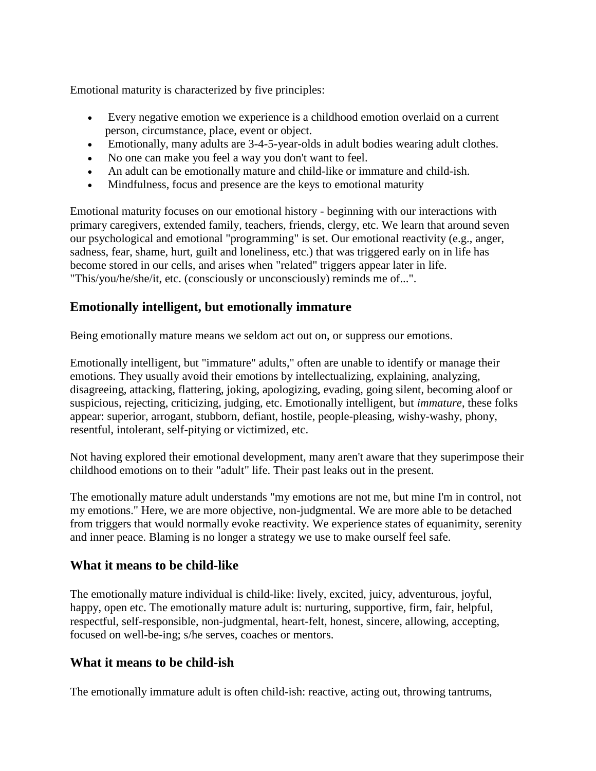Emotional maturity is characterized by five principles:

- Every negative emotion we experience is a childhood emotion overlaid on a current person, circumstance, place, event or object.
- Emotionally, many adults are 3-4-5-year-olds in adult bodies wearing adult clothes.
- No one can make you feel a way you don't want to feel.
- An adult can be emotionally mature and child-like or immature and child-ish.
- Mindfulness, focus and presence are the keys to emotional maturity

Emotional maturity focuses on our emotional history - beginning with our interactions with primary caregivers, extended family, teachers, friends, clergy, etc. We learn that around seven our psychological and emotional "programming" is set. Our emotional reactivity (e.g., anger, sadness, fear, shame, hurt, guilt and loneliness, etc.) that was triggered early on in life has become stored in our cells, and arises when "related" triggers appear later in life. "This/you/he/she/it, etc. (consciously or unconsciously) reminds me of...".

## Emotionally intelligent, but emotionally immature

Being emotionally mature means we seldom act out on, or suppress our emotions.

Emotionally intelligent, but "immature" adults," often are unable to identify or manage their emotions. They usually avoid their emotions by intellectualizing, explaining, analyzing, disagreeing, attacking, flattering, joking, apologizing, evading, going silent, becoming aloof or suspicious, rejecting, criticizing, judging, etc. Emotionally intelligent, but *immature*, these folks appear: superior, arrogant, stubborn, defiant, hostile, people-pleasing, wishy-washy, phony, resentful, intolerant, self-pitying or victimized, etc.

Not having explored their emotional development, many aren't aware that they superimpose their childhood emotions on to their "adult" life. Their past leaks out in the present.

The emotionally mature adult understands "my emotions are not me, but mine I'm in control, not my emotions." Here, we are more objective, non-judgmental. We are more able to be detached from triggers that would normally evoke reactivity. We experience states of equanimity, serenity and inner peace. Blaming is no longer a strategy we use to make ourself feel safe.

## What it means to be child-like

The emotionally mature individual is child-like: lively, excited, juicy, adventurous, joyful, happy, open etc. The emotionally mature adult is: nurturing, supportive, firm, fair, helpful, respectful, self-responsible, non-judgmental, heart-felt, honest, sincere, allowing, accepting, focused on well-be-ing; s/he serves, coaches or mentors.

## What it means to be child-ish

The emotionally immature adult is often child-ish: reactive, acting out, throwing tantrums,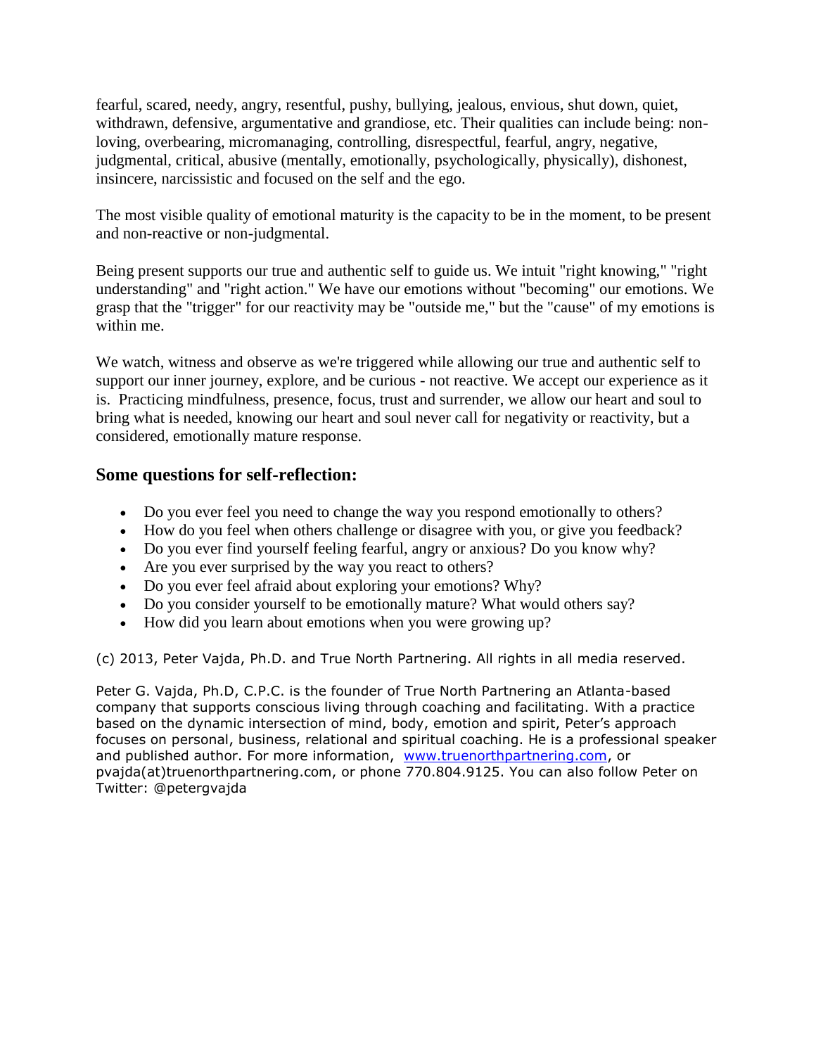fearful, scared, needy, angry, resentful, pushy, bullying, jealous, envious, shut down, quiet, withdrawn, defensive, argumentative and grandiose, etc. Their qualities can include being: non-loving, overbearing, micromanaging, controlling, disrespectful, fearful, angry, negative, judgmental, critical, abusive (mentally, emotionally, psychologically, physically), dishonest, insincere, narcissistic and focused on the self and the ego.

The most visible quality of emotional maturity is the capacity to be in the moment, to be present and non-reactive or non-judgmental.

Being present supports our true and authentic self to guide us. We intuit "right knowing," "right understanding" and "right action." We have our emotions without "becoming" our emotions. We grasp that the "trigger" for our reactivity may be "outside me," but the "cause" of my emotions is within me.

We watch, witness and observe as we're triggered while allowing our true and authentic self to support our inner journey, explore, and be curious - not reactive. We accept our experience as it is. Practicing mindfulness, presence, focus, trust and surrender, we allow our heart and soul to bring what is needed, knowing our heart and soul never call for negativity or reactivity, but a considered, emotionally mature response.

### Some questions for self-reflection:

- Do you ever feel you need to change the way you respond emotionally to others?
- How do you feel when others challenge or disagree with you, or give you feedback?
- Do you ever find yourself feeling fearful, angry or anxious? Do you know why?
- Are you ever surprised by the way you react to others?
- Do you ever feel afraid about exploring your emotions? Why?
- Do you consider yourself to be emotionally mature? What would others say?
- How did you learn about emotions when you were growing up?

(c) 2013, Peter Vajda, Ph.D. and True North Partnering. All rights in all media reserved.

Peter G. Vajda, Ph.D, C.P.C. is the founder of True North Partnering an Atlanta-based company that supports conscious living through coaching and facilitating. With a practice based on the dynamic intersection of mind, body, emotion and spirit, Peter's approach focuses on personal, business, relational and spiritual coaching. He is a professional speaker and published author. For more information, www.truenorthpartnering.com, or pvajda(at)truenorthpartnering.com, or phone 770.804.9125. You can also follow Peter on Twitter: @petergvajda